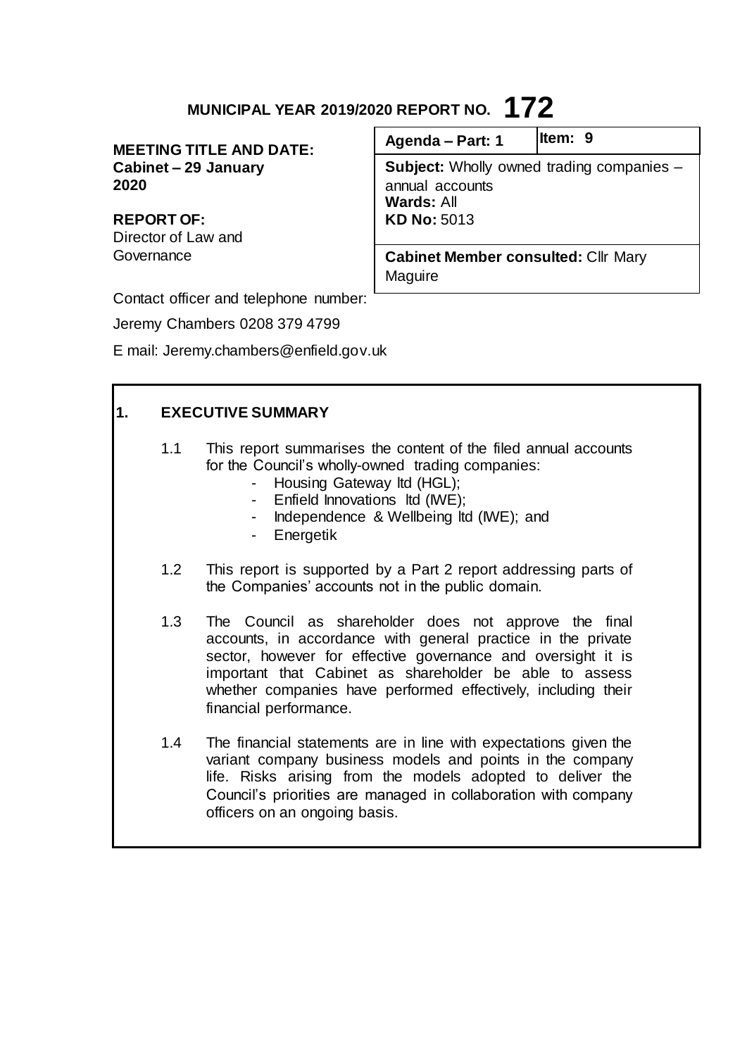# MUNICIPAL YEAR 2019/2020 REPORT NO. 172

**MEETING TITLE AND DATE:**
**Cabinet – 29 January 2020**

**REPORT OF:**
Director of Law and Governance

| Agenda – Part: 1 | Item: 9 |
|---|---|
| **Subject:** Wholly owned trading companies – annual accounts<br>**Wards:** All<br>**KD No:** 5013 | |
| **Cabinet Member consulted:** Cllr Mary Maguire | |

Contact officer and telephone number:

Jeremy Chambers 0208 379 4799

E mail: Jeremy.chambers@enfield.gov.uk

## 1. EXECUTIVE SUMMARY

1.1 This report summarises the content of the filed annual accounts for the Council's wholly-owned trading companies:

- Housing Gateway ltd (HGL);
- Enfield Innovations ltd (IWE);
- Independence & Wellbeing ltd (IWE); and
- Energetik

1.2 This report is supported by a Part 2 report addressing parts of the Companies' accounts not in the public domain.

1.3 The Council as shareholder does not approve the final accounts, in accordance with general practice in the private sector, however for effective governance and oversight it is important that Cabinet as shareholder be able to assess whether companies have performed effectively, including their financial performance.

1.4 The financial statements are in line with expectations given the variant company business models and points in the company life. Risks arising from the models adopted to deliver the Council's priorities are managed in collaboration with company officers on an ongoing basis.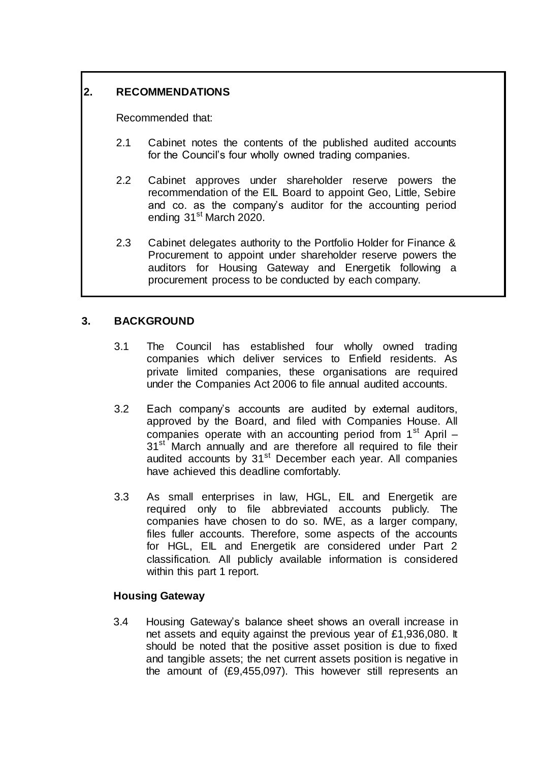## 2. RECOMMENDATIONS

Recommended that:

2.1 Cabinet notes the contents of the published audited accounts for the Council's four wholly owned trading companies.

2.2 Cabinet approves under shareholder reserve powers the recommendation of the EIL Board to appoint Geo, Little, Sebire and co. as the company's auditor for the accounting period ending 31st March 2020.

2.3 Cabinet delegates authority to the Portfolio Holder for Finance & Procurement to appoint under shareholder reserve powers the auditors for Housing Gateway and Energetik following a procurement process to be conducted by each company.

## 3. BACKGROUND

3.1 The Council has established four wholly owned trading companies which deliver services to Enfield residents. As private limited companies, these organisations are required under the Companies Act 2006 to file annual audited accounts.

3.2 Each company's accounts are audited by external auditors, approved by the Board, and filed with Companies House. All companies operate with an accounting period from 1st April – 31st March annually and are therefore all required to file their audited accounts by 31st December each year. All companies have achieved this deadline comfortably.

3.3 As small enterprises in law, HGL, EIL and Energetik are required only to file abbreviated accounts publicly. The companies have chosen to do so. IWE, as a larger company, files fuller accounts. Therefore, some aspects of the accounts for HGL, EIL and Energetik are considered under Part 2 classification. All publicly available information is considered within this part 1 report.

### Housing Gateway

3.4 Housing Gateway's balance sheet shows an overall increase in net assets and equity against the previous year of £1,936,080. It should be noted that the positive asset position is due to fixed and tangible assets; the net current assets position is negative in the amount of (£9,455,097). This however still represents an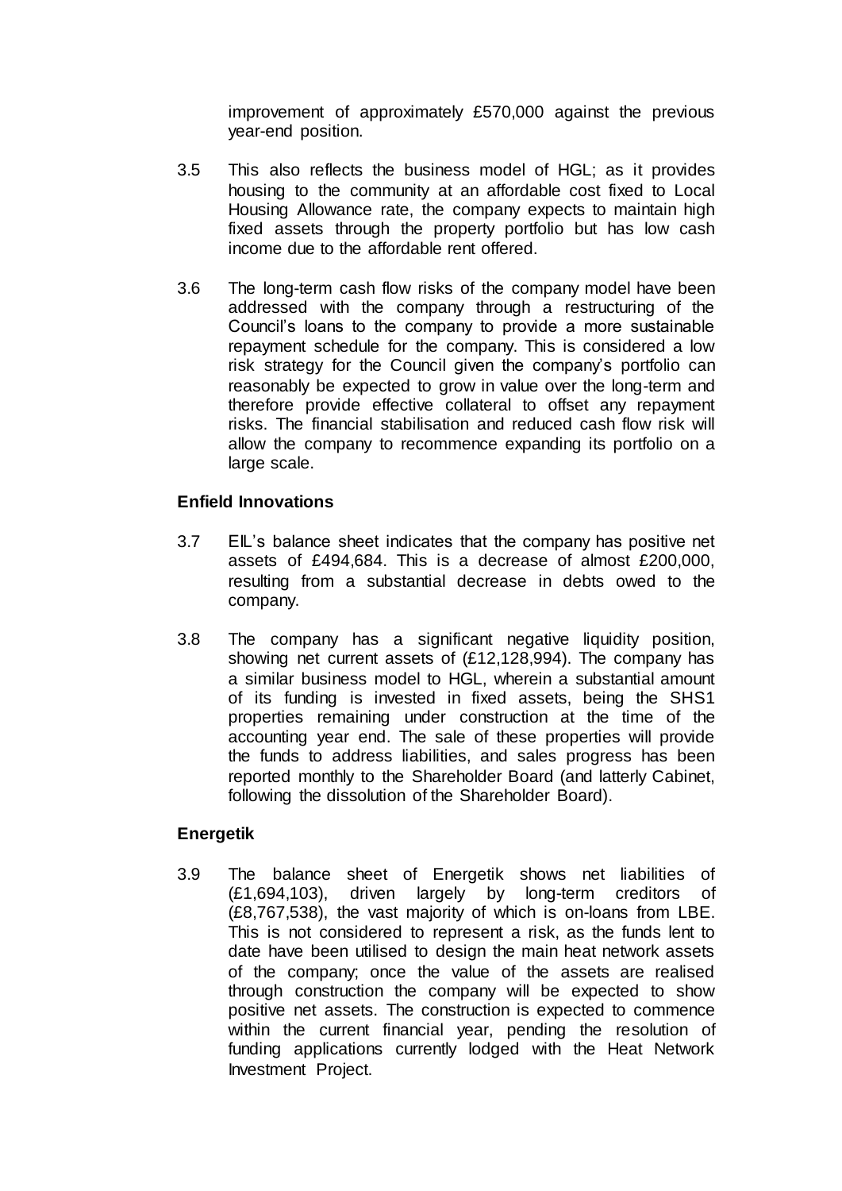improvement of approximately £570,000 against the previous year-end position.

3.5 This also reflects the business model of HGL; as it provides housing to the community at an affordable cost fixed to Local Housing Allowance rate, the company expects to maintain high fixed assets through the property portfolio but has low cash income due to the affordable rent offered.

3.6 The long-term cash flow risks of the company model have been addressed with the company through a restructuring of the Council's loans to the company to provide a more sustainable repayment schedule for the company. This is considered a low risk strategy for the Council given the company's portfolio can reasonably be expected to grow in value over the long-term and therefore provide effective collateral to offset any repayment risks. The financial stabilisation and reduced cash flow risk will allow the company to recommence expanding its portfolio on a large scale.

**Enfield Innovations**

3.7 EIL's balance sheet indicates that the company has positive net assets of £494,684. This is a decrease of almost £200,000, resulting from a substantial decrease in debts owed to the company.

3.8 The company has a significant negative liquidity position, showing net current assets of (£12,128,994). The company has a similar business model to HGL, wherein a substantial amount of its funding is invested in fixed assets, being the SHS1 properties remaining under construction at the time of the accounting year end. The sale of these properties will provide the funds to address liabilities, and sales progress has been reported monthly to the Shareholder Board (and latterly Cabinet, following the dissolution of the Shareholder Board).

**Energetik**

3.9 The balance sheet of Energetik shows net liabilities of (£1,694,103), driven largely by long-term creditors of (£8,767,538), the vast majority of which is on-loans from LBE. This is not considered to represent a risk, as the funds lent to date have been utilised to design the main heat network assets of the company; once the value of the assets are realised through construction the company will be expected to show positive net assets. The construction is expected to commence within the current financial year, pending the resolution of funding applications currently lodged with the Heat Network Investment Project.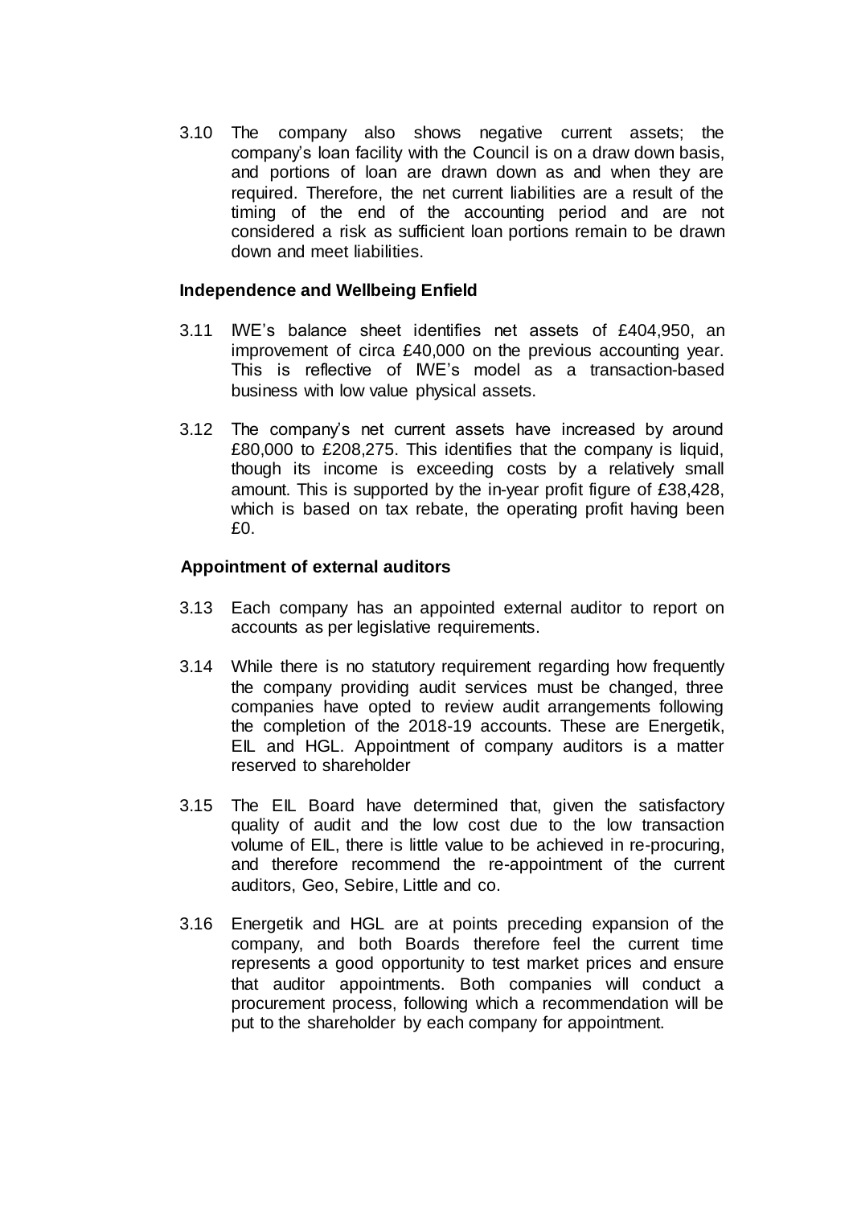3.10 The company also shows negative current assets; the company's loan facility with the Council is on a draw down basis, and portions of loan are drawn down as and when they are required. Therefore, the net current liabilities are a result of the timing of the end of the accounting period and are not considered a risk as sufficient loan portions remain to be drawn down and meet liabilities.

**Independence and Wellbeing Enfield**

3.11 IWE's balance sheet identifies net assets of £404,950, an improvement of circa £40,000 on the previous accounting year. This is reflective of IWE's model as a transaction-based business with low value physical assets.

3.12 The company's net current assets have increased by around £80,000 to £208,275. This identifies that the company is liquid, though its income is exceeding costs by a relatively small amount. This is supported by the in-year profit figure of £38,428, which is based on tax rebate, the operating profit having been £0.

**Appointment of external auditors**

3.13 Each company has an appointed external auditor to report on accounts as per legislative requirements.

3.14 While there is no statutory requirement regarding how frequently the company providing audit services must be changed, three companies have opted to review audit arrangements following the completion of the 2018-19 accounts. These are Energetik, EIL and HGL. Appointment of company auditors is a matter reserved to shareholder

3.15 The EIL Board have determined that, given the satisfactory quality of audit and the low cost due to the low transaction volume of EIL, there is little value to be achieved in re-procuring, and therefore recommend the re-appointment of the current auditors, Geo, Sebire, Little and co.

3.16 Energetik and HGL are at points preceding expansion of the company, and both Boards therefore feel the current time represents a good opportunity to test market prices and ensure that auditor appointments. Both companies will conduct a procurement process, following which a recommendation will be put to the shareholder by each company for appointment.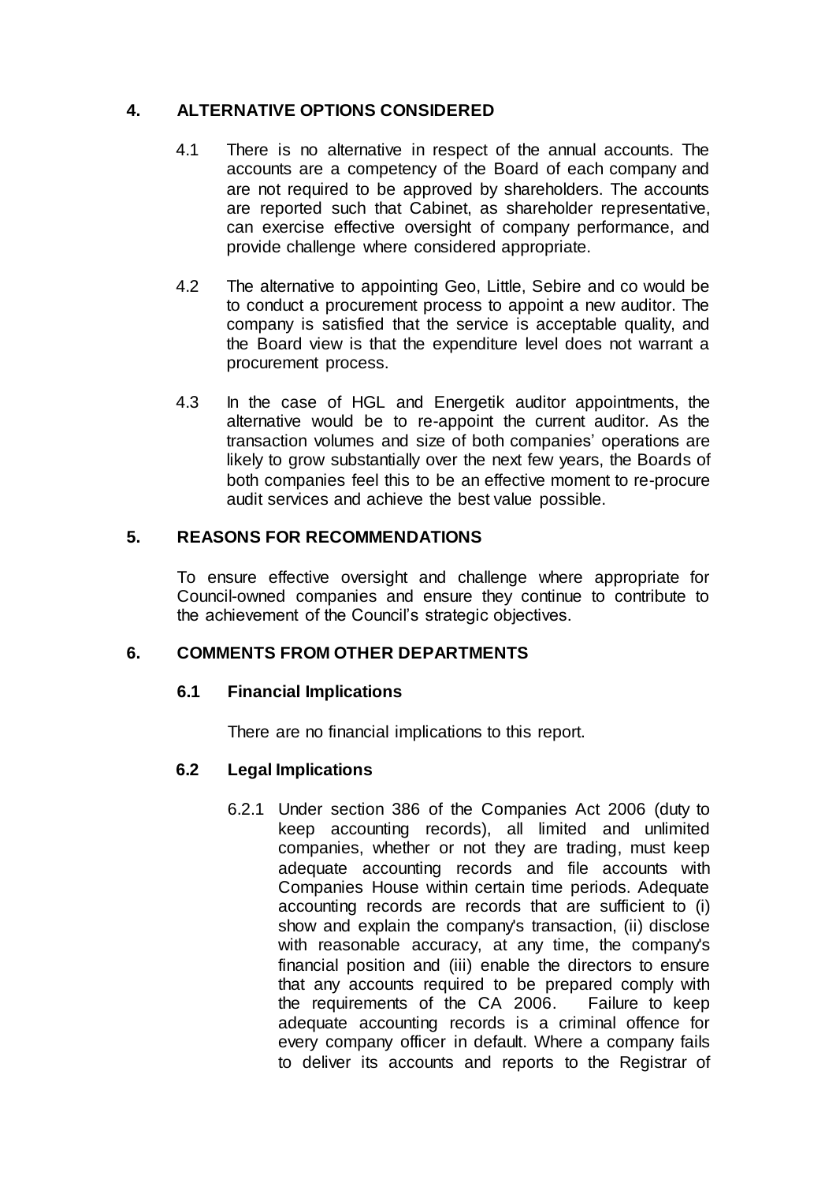## 4. ALTERNATIVE OPTIONS CONSIDERED

4.1 There is no alternative in respect of the annual accounts. The accounts are a competency of the Board of each company and are not required to be approved by shareholders. The accounts are reported such that Cabinet, as shareholder representative, can exercise effective oversight of company performance, and provide challenge where considered appropriate.

4.2 The alternative to appointing Geo, Little, Sebire and co would be to conduct a procurement process to appoint a new auditor. The company is satisfied that the service is acceptable quality, and the Board view is that the expenditure level does not warrant a procurement process.

4.3 In the case of HGL and Energetik auditor appointments, the alternative would be to re-appoint the current auditor. As the transaction volumes and size of both companies' operations are likely to grow substantially over the next few years, the Boards of both companies feel this to be an effective moment to re-procure audit services and achieve the best value possible.

## 5. REASONS FOR RECOMMENDATIONS

To ensure effective oversight and challenge where appropriate for Council-owned companies and ensure they continue to contribute to the achievement of the Council's strategic objectives.

## 6. COMMENTS FROM OTHER DEPARTMENTS

### 6.1 Financial Implications

There are no financial implications to this report.

### 6.2 Legal Implications

6.2.1 Under section 386 of the Companies Act 2006 (duty to keep accounting records), all limited and unlimited companies, whether or not they are trading, must keep adequate accounting records and file accounts with Companies House within certain time periods. Adequate accounting records are records that are sufficient to (i) show and explain the company's transaction, (ii) disclose with reasonable accuracy, at any time, the company's financial position and (iii) enable the directors to ensure that any accounts required to be prepared comply with the requirements of the CA 2006. Failure to keep adequate accounting records is a criminal offence for every company officer in default. Where a company fails to deliver its accounts and reports to the Registrar of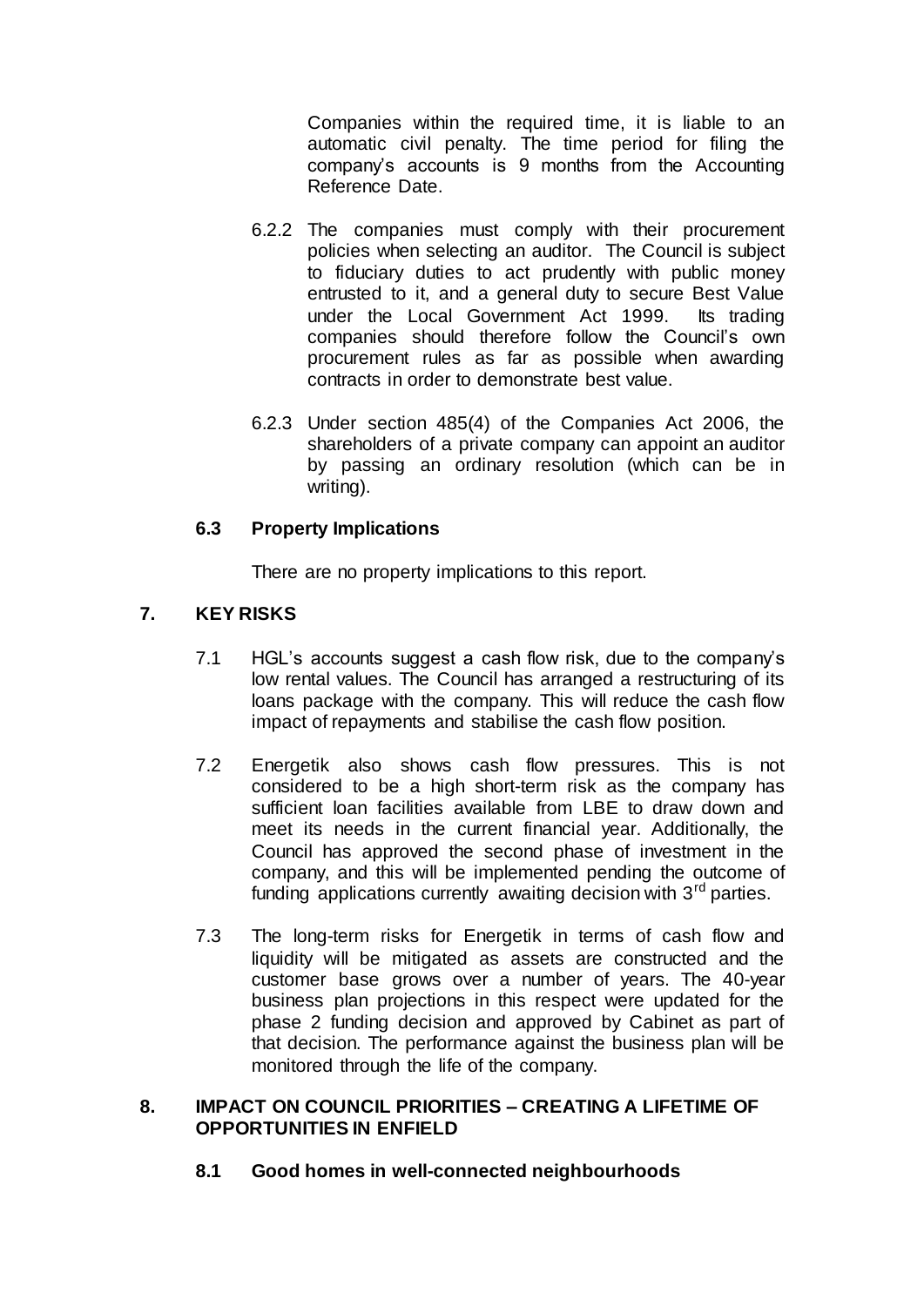Companies within the required time, it is liable to an automatic civil penalty. The time period for filing the company's accounts is 9 months from the Accounting Reference Date.

6.2.2 The companies must comply with their procurement policies when selecting an auditor. The Council is subject to fiduciary duties to act prudently with public money entrusted to it, and a general duty to secure Best Value under the Local Government Act 1999. Its trading companies should therefore follow the Council's own procurement rules as far as possible when awarding contracts in order to demonstrate best value.

6.2.3 Under section 485(4) of the Companies Act 2006, the shareholders of a private company can appoint an auditor by passing an ordinary resolution (which can be in writing).

### 6.3 Property Implications

There are no property implications to this report.

## 7. KEY RISKS

7.1 HGL's accounts suggest a cash flow risk, due to the company's low rental values. The Council has arranged a restructuring of its loans package with the company. This will reduce the cash flow impact of repayments and stabilise the cash flow position.

7.2 Energetik also shows cash flow pressures. This is not considered to be a high short-term risk as the company has sufficient loan facilities available from LBE to draw down and meet its needs in the current financial year. Additionally, the Council has approved the second phase of investment in the company, and this will be implemented pending the outcome of funding applications currently awaiting decision with 3rd parties.

7.3 The long-term risks for Energetik in terms of cash flow and liquidity will be mitigated as assets are constructed and the customer base grows over a number of years. The 40-year business plan projections in this respect were updated for the phase 2 funding decision and approved by Cabinet as part of that decision. The performance against the business plan will be monitored through the life of the company.

## 8. IMPACT ON COUNCIL PRIORITIES – CREATING A LIFETIME OF OPPORTUNITIES IN ENFIELD

### 8.1 Good homes in well-connected neighbourhoods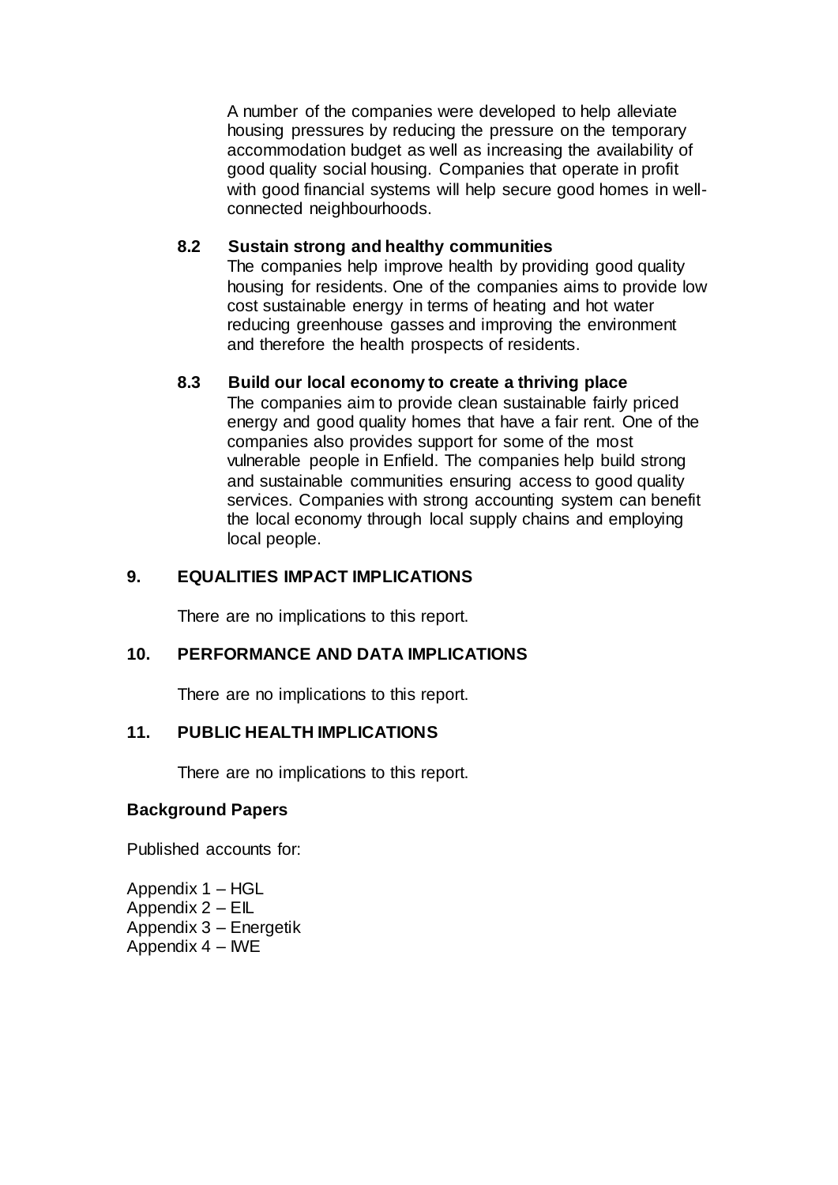A number of the companies were developed to help alleviate housing pressures by reducing the pressure on the temporary accommodation budget as well as increasing the availability of good quality social housing. Companies that operate in profit with good financial systems will help secure good homes in well-connected neighbourhoods.

### 8.2 Sustain strong and healthy communities

The companies help improve health by providing good quality housing for residents. One of the companies aims to provide low cost sustainable energy in terms of heating and hot water reducing greenhouse gasses and improving the environment and therefore the health prospects of residents.

### 8.3 Build our local economy to create a thriving place

The companies aim to provide clean sustainable fairly priced energy and good quality homes that have a fair rent. One of the companies also provides support for some of the most vulnerable people in Enfield. The companies help build strong and sustainable communities ensuring access to good quality services. Companies with strong accounting system can benefit the local economy through local supply chains and employing local people.

## 9. EQUALITIES IMPACT IMPLICATIONS

There are no implications to this report.

## 10. PERFORMANCE AND DATA IMPLICATIONS

There are no implications to this report.

## 11. PUBLIC HEALTH IMPLICATIONS

There are no implications to this report.

**Background Papers**

Published accounts for:

Appendix 1 – HGL
Appendix 2 – EIL
Appendix 3 – Energetik
Appendix 4 – IWE